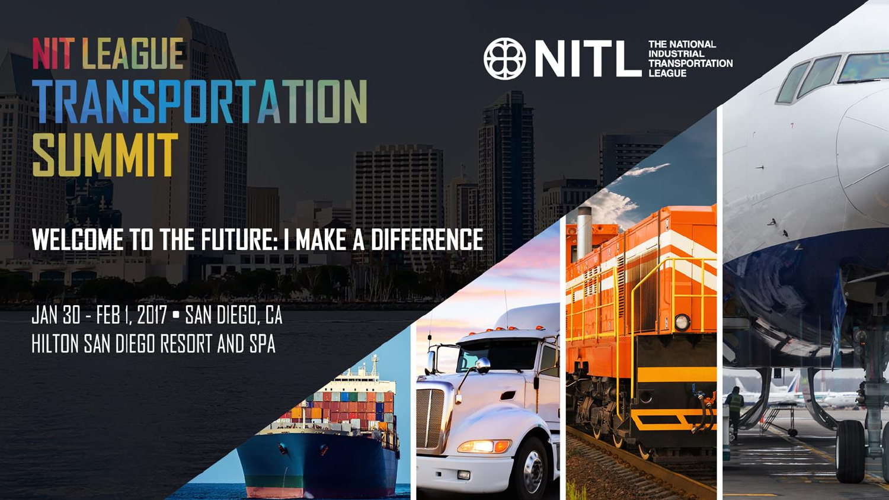# NIT LEAGUE TRANSPORTATION SUMMIT

NITL THE NATIONAL INDUSTRIAL TRANSPORTATION LEAGUE

## WELCOME TO THE FUTURE: I MAKE A DIFFERENCE

JAN 30 - FEB 1, 2017 ▪ SAN DIEGO, CA

HILTON SAN DIEGO RESORT AND SPA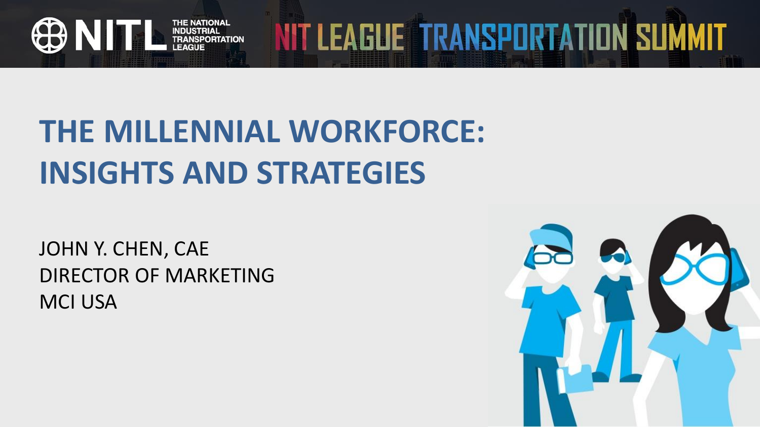# THE MILLENNIAL WORKFORCE: INSIGHTS AND STRATEGIES

JOHN Y. CHEN, CAE
DIRECTOR OF MARKETING
MCI USA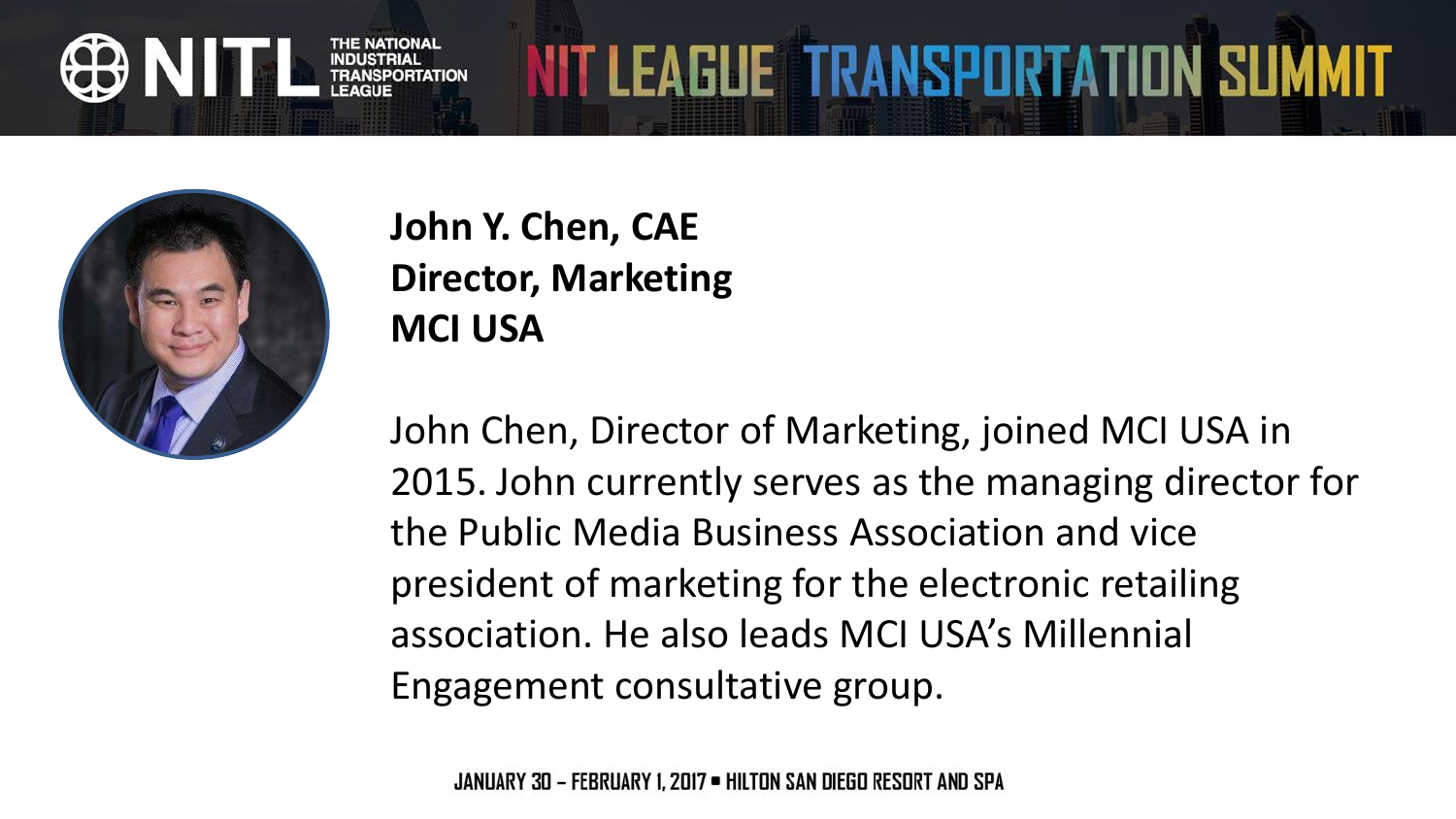**John Y. Chen, CAE**
**Director, Marketing**
**MCI USA**

John Chen, Director of Marketing, joined MCI USA in 2015. John currently serves as the managing director for the Public Media Business Association and vice president of marketing for the electronic retailing association. He also leads MCI USA's Millennial Engagement consultative group.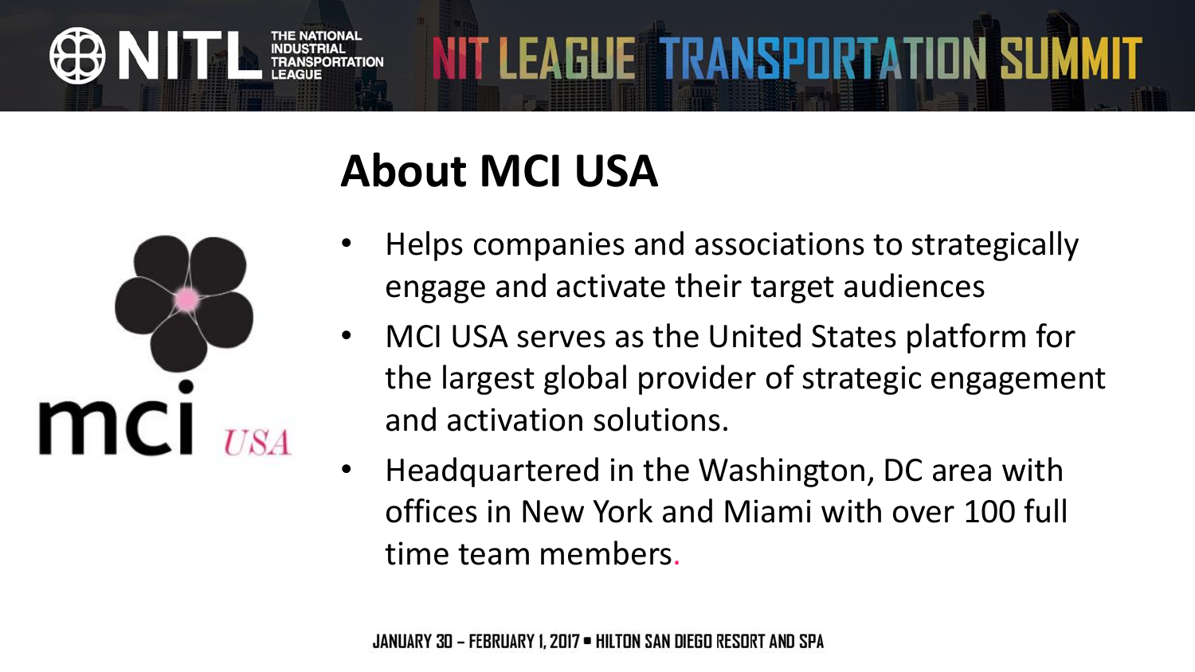# About MCI USA

- Helps companies and associations to strategically engage and activate their target audiences
- MCI USA serves as the United States platform for the largest global provider of strategic engagement and activation solutions.
- Headquartered in the Washington, DC area with offices in New York and Miami with over 100 full time team members.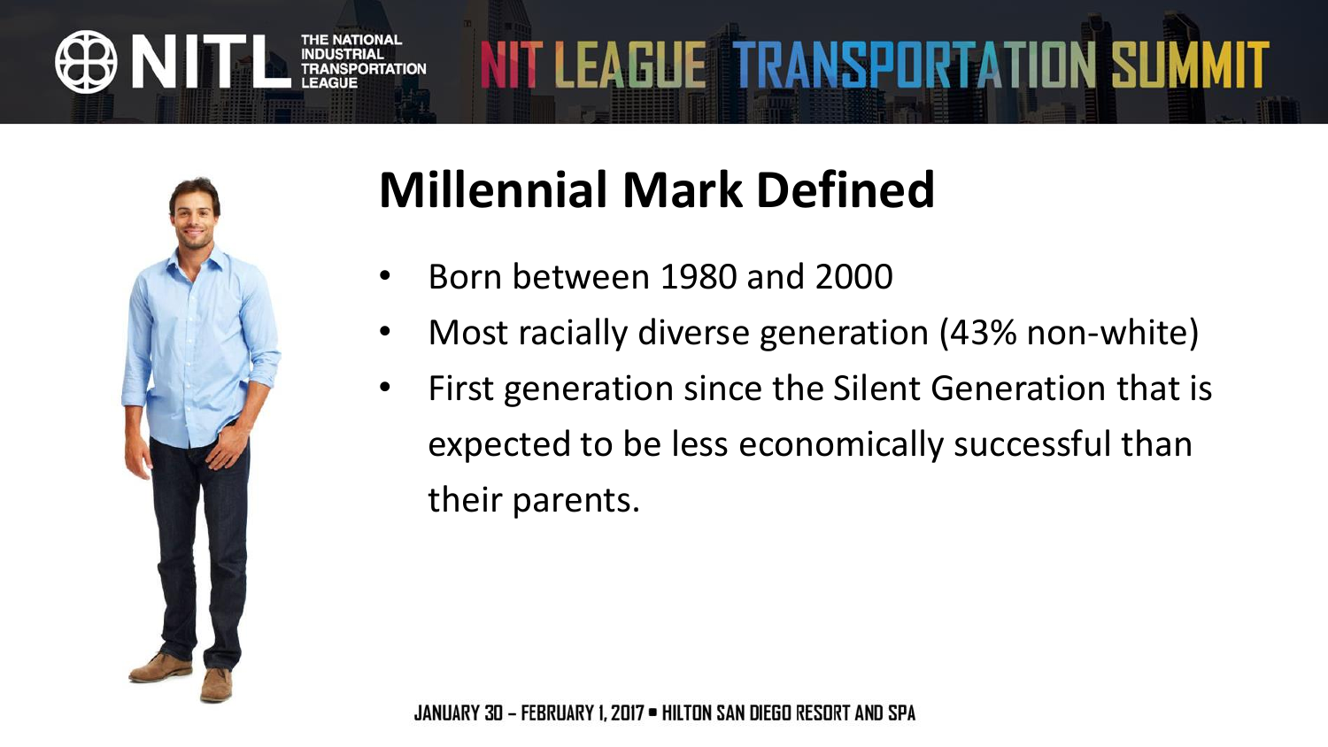## Millennial Mark Defined

- Born between 1980 and 2000
- Most racially diverse generation (43% non-white)
- First generation since the Silent Generation that is expected to be less economically successful than their parents.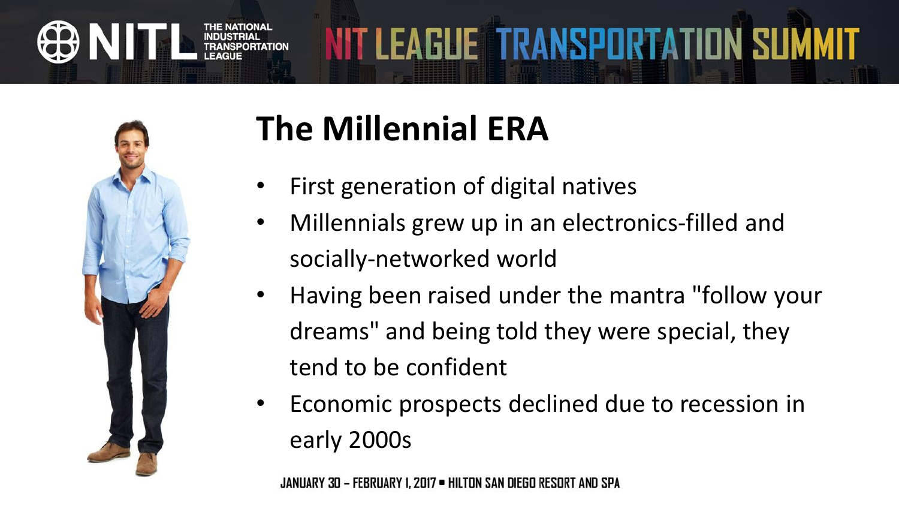# The Millennial ERA

- First generation of digital natives
- Millennials grew up in an electronics-filled and socially-networked world
- Having been raised under the mantra "follow your dreams" and being told they were special, they tend to be confident
- Economic prospects declined due to recession in early 2000s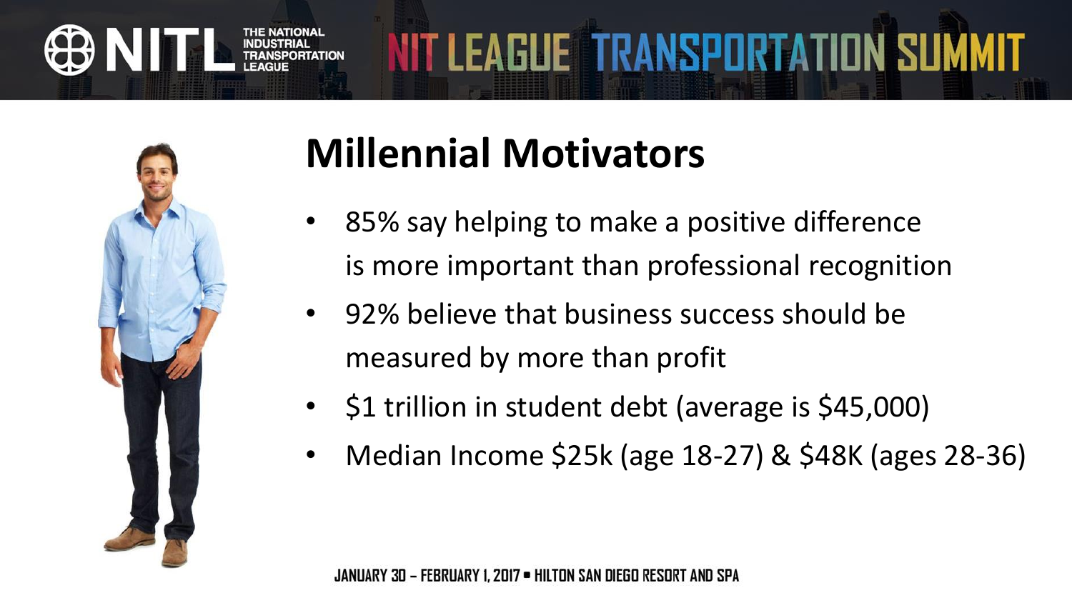# Millennial Motivators

- 85% say helping to make a positive difference is more important than professional recognition
- 92% believe that business success should be measured by more than profit
- $1 trillion in student debt (average is $45,000)
- Median Income $25k (age 18-27) & $48K (ages 28-36)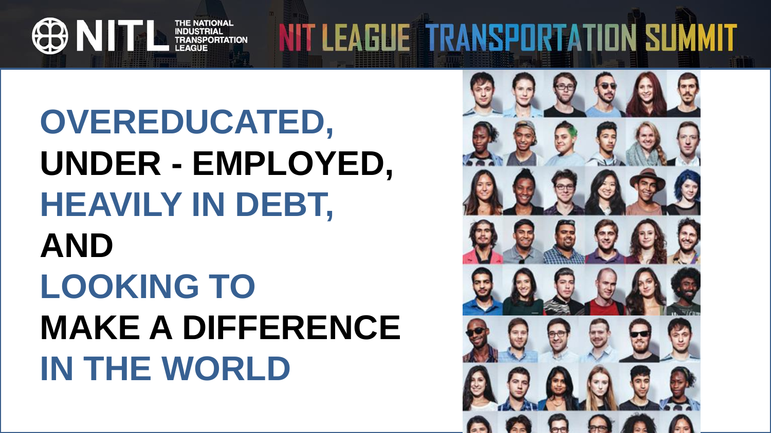OVEREDUCATED,

UNDER - EMPLOYED,

HEAVILY IN DEBT,

AND

LOOKING TO

MAKE A DIFFERENCE

IN THE WORLD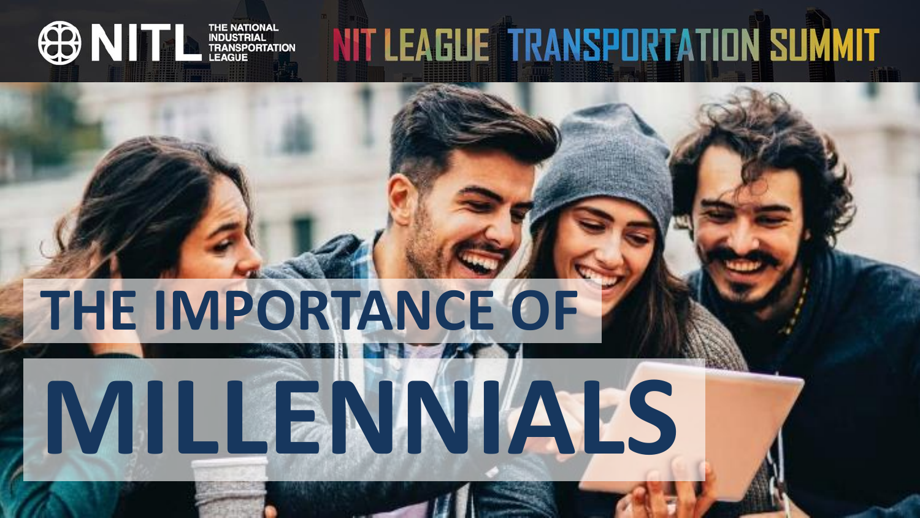NITL THE NATIONAL INDUSTRIAL TRANSPORTATION LEAGUE

NIT LEAGUE TRANSPORTATION SUMMIT

# THE IMPORTANCE OF MILLENNIALS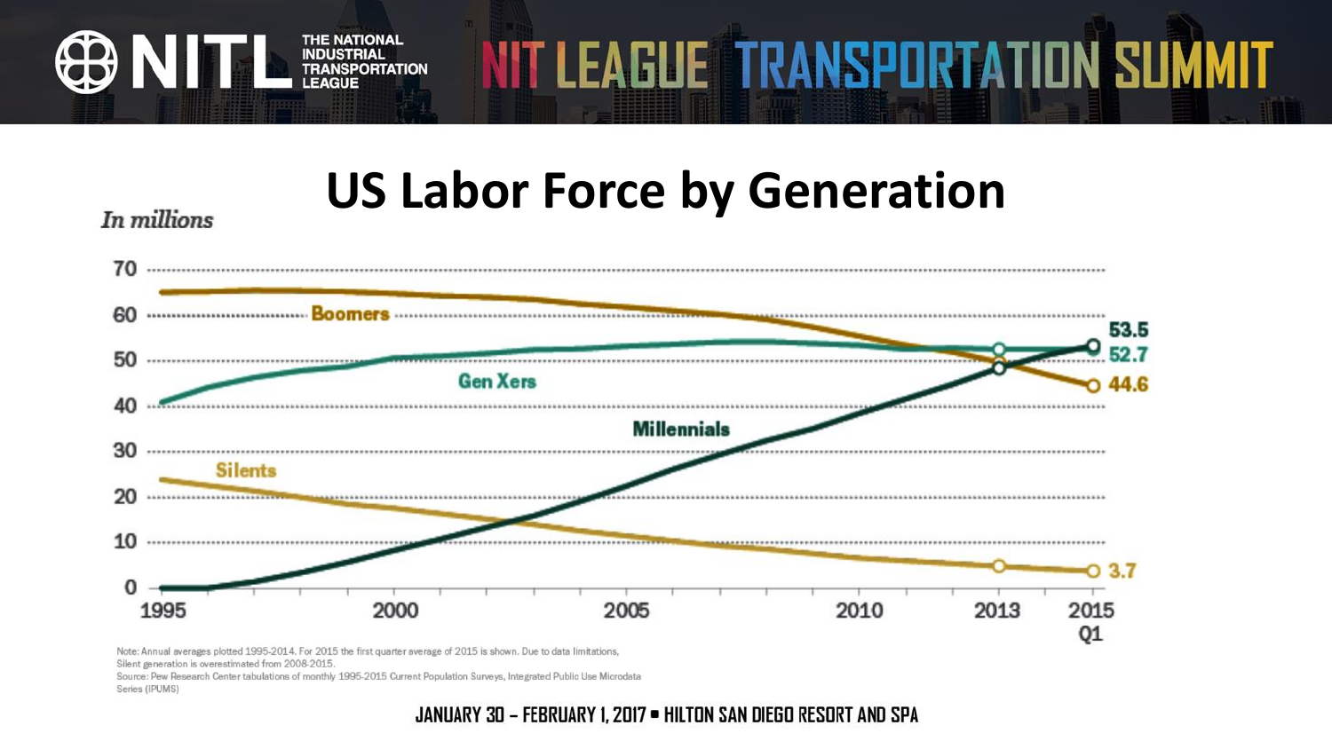# US Labor Force by Generation

*In millions*

Boomers: 44.6 (2015 Q1)

Gen Xers: 52.7 (2015 Q1)

Millennials: 53.5 (2015 Q1)

Silents: 3.7 (2015 Q1)

Note: Annual averages plotted 1995-2014. For 2015 the first quarter average of 2015 is shown. Due to data limitations, Silent generation is overestimated from 2008-2015.

Source: Pew Research Center tabulations of monthly 1995-2015 Current Population Surveys, Integrated Public Use Microdata Series (IPUMS)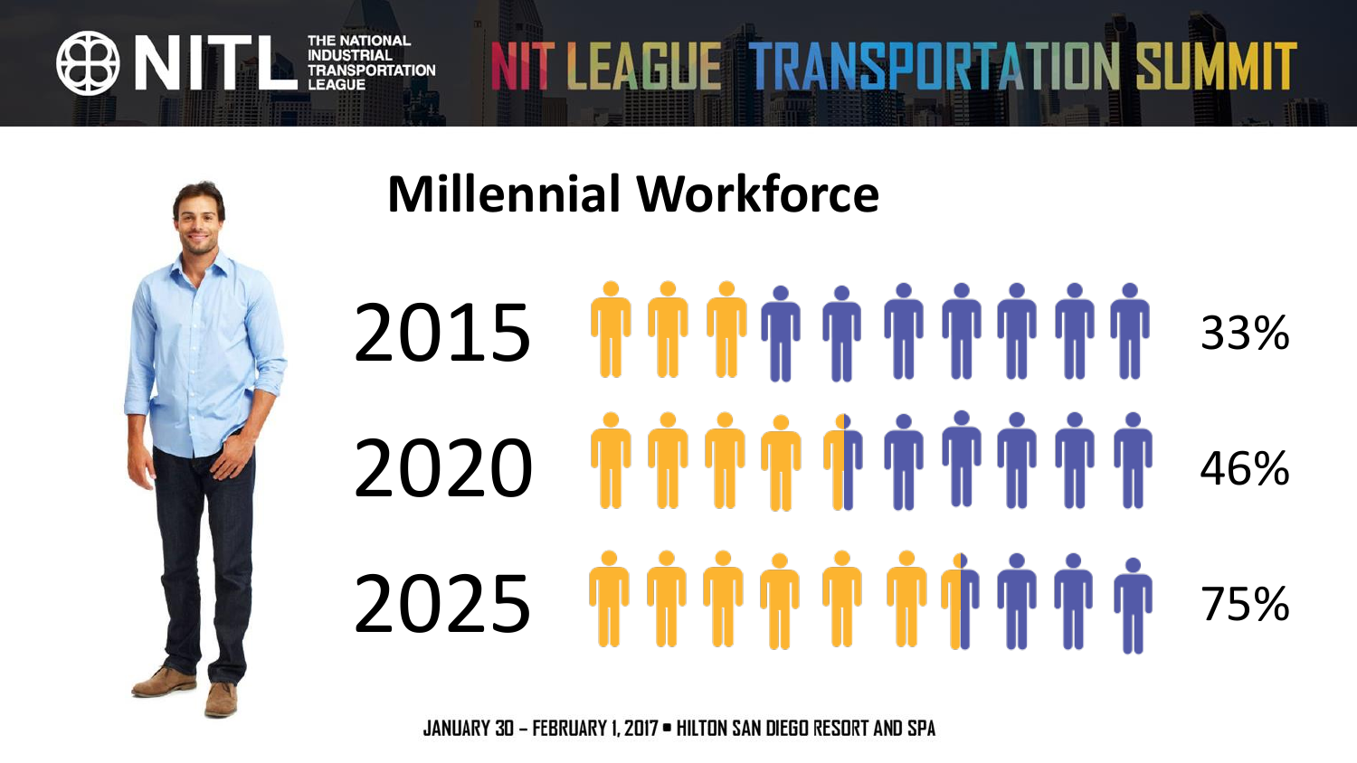## Millennial Workforce

| Year | Percentage |
| --- | --- |
| 2015 | 33% |
| 2020 | 46% |
| 2025 | 75% |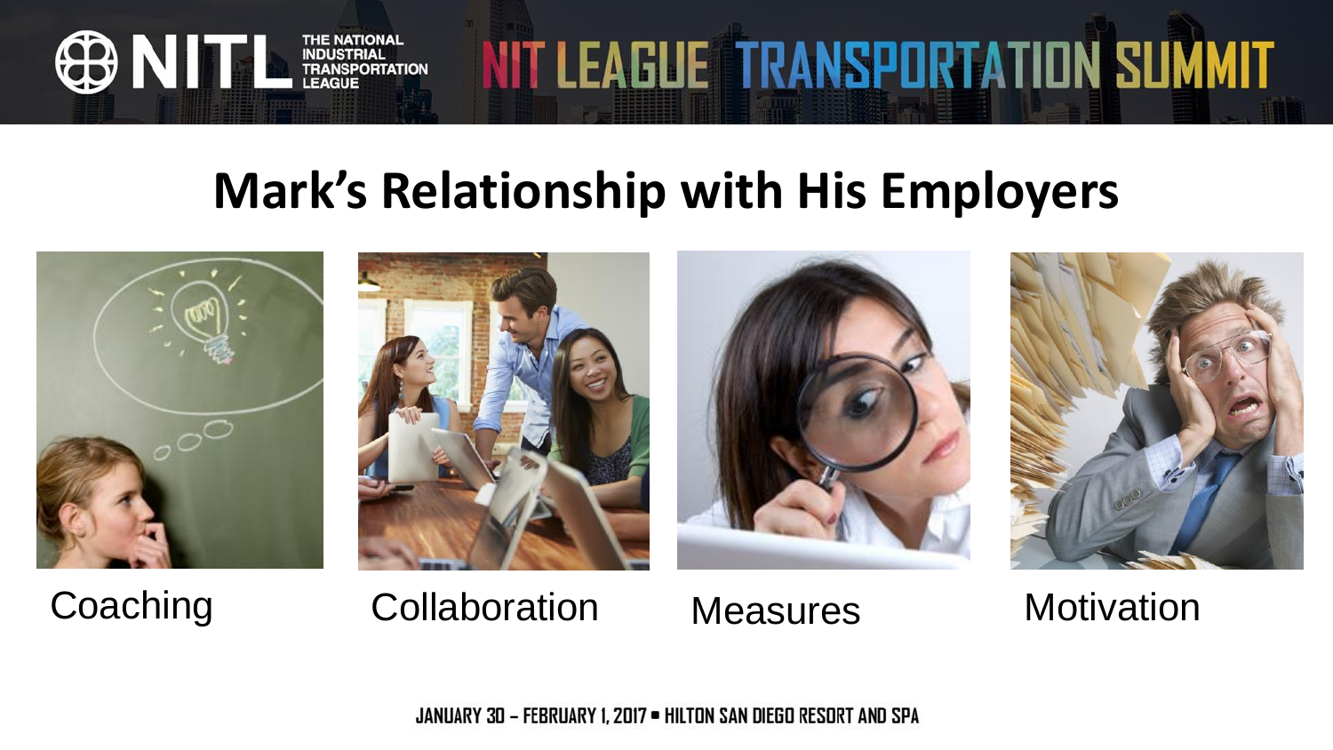## Mark's Relationship with His Employers

Coaching

Collaboration

Measures

Motivation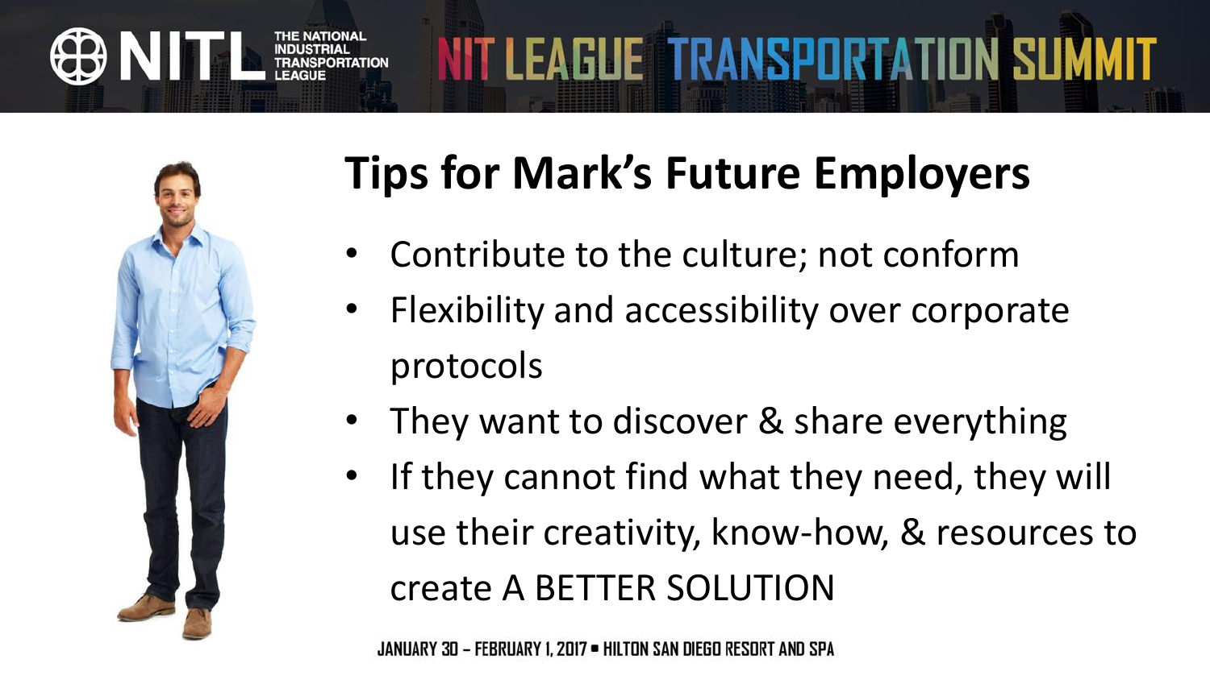## Tips for Mark's Future Employers

- Contribute to the culture; not conform
- Flexibility and accessibility over corporate protocols
- They want to discover & share everything
- If they cannot find what they need, they will use their creativity, know-how, & resources to create A BETTER SOLUTION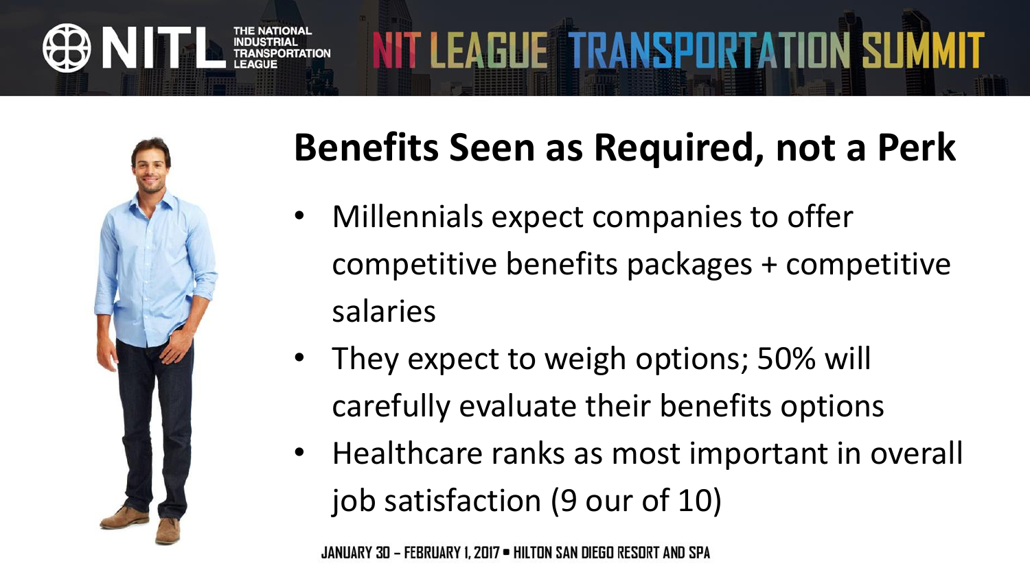## Benefits Seen as Required, not a Perk

- Millennials expect companies to offer competitive benefits packages + competitive salaries
- They expect to weigh options; 50% will carefully evaluate their benefits options
- Healthcare ranks as most important in overall job satisfaction (9 our of 10)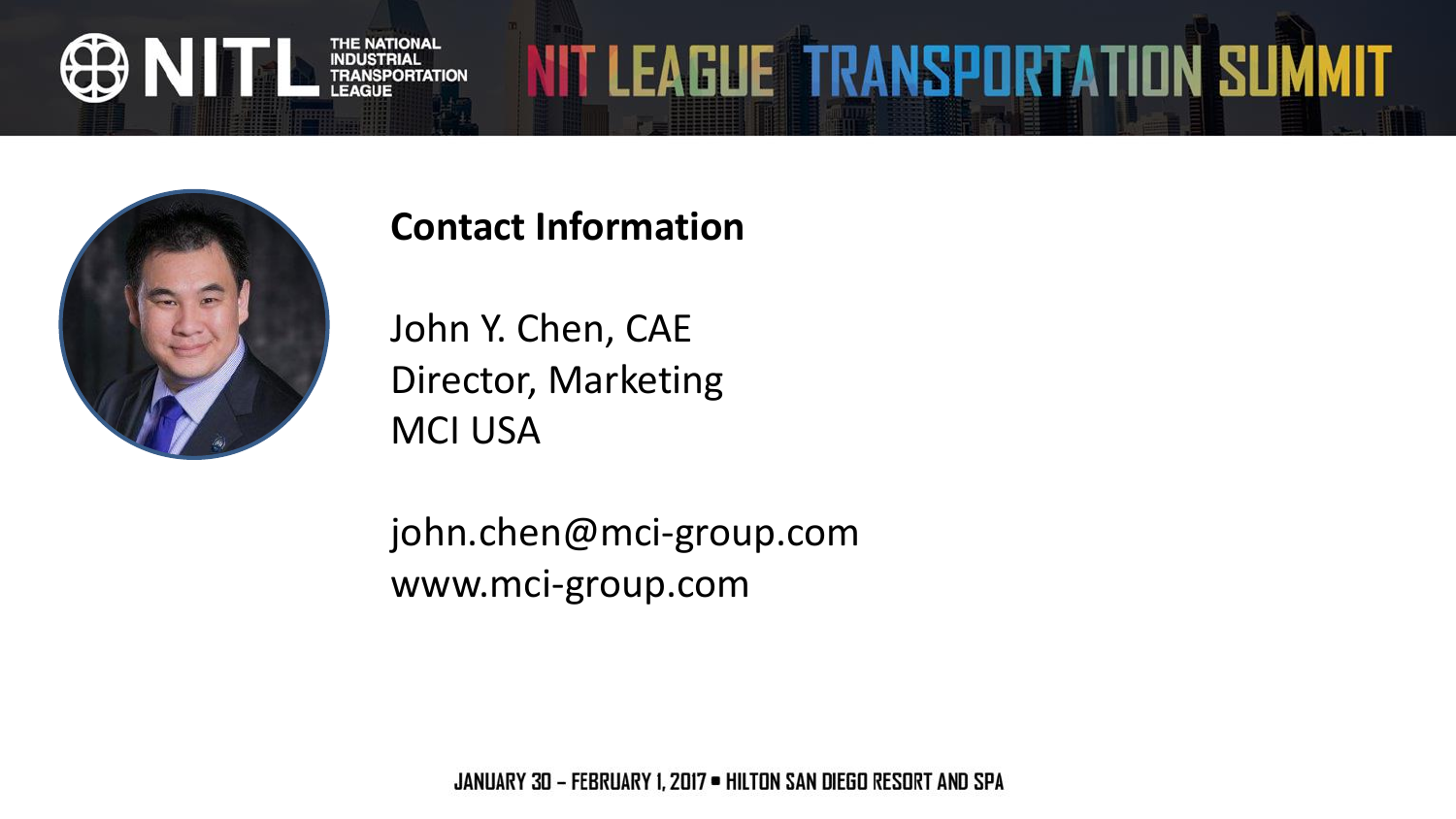**Contact Information**

John Y. Chen, CAE
Director, Marketing
MCI USA

john.chen@mci-group.com
www.mci-group.com